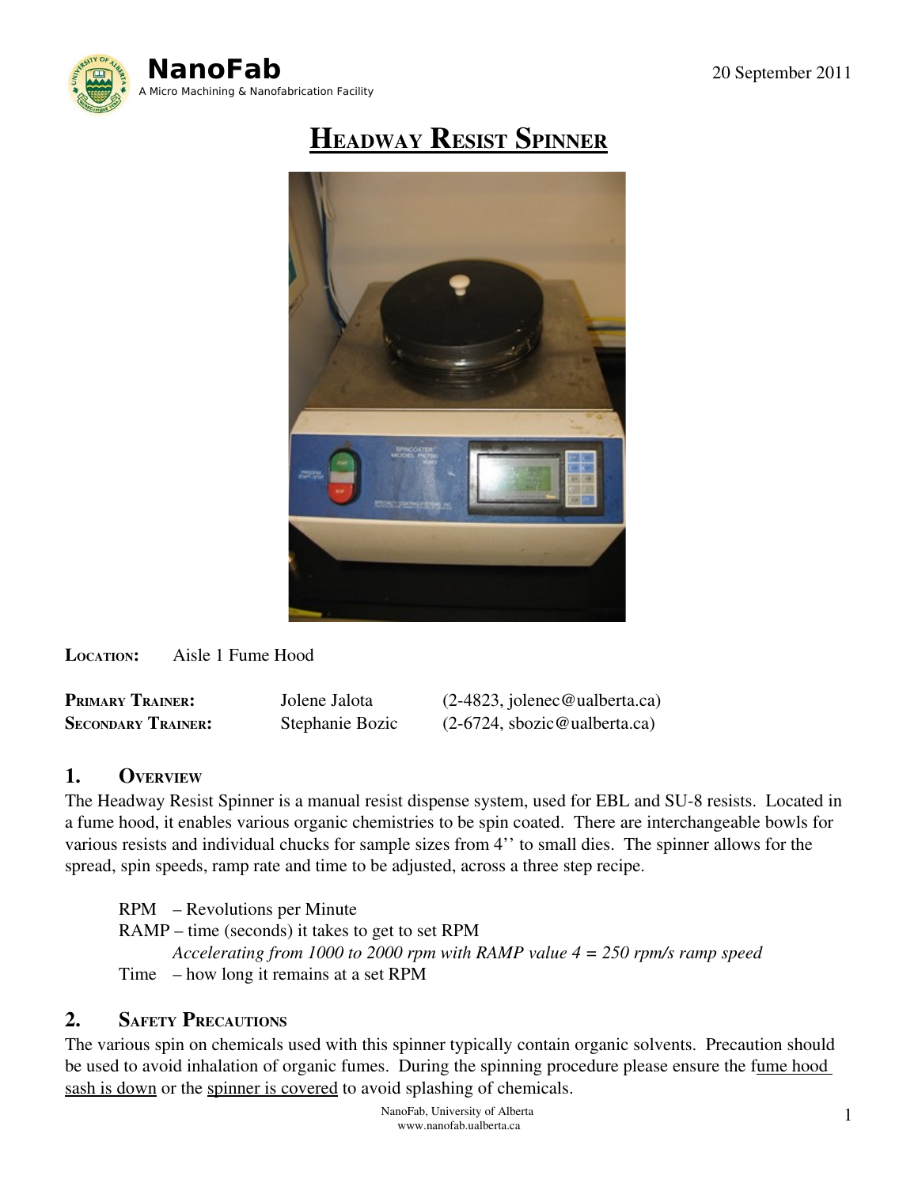**NanoFab**
A Micro Machining & Nanofabrication Facility

20 September 2011

# Headway Resist Spinner

**Location:** Aisle 1 Fume Hood

| | | |
|---|---|---|
| **Primary Trainer:** | Jolene Jalota | (2-4823, jolenec@ualberta.ca) |
| **Secondary Trainer:** | Stephanie Bozic | (2-6724, sbozic@ualberta.ca) |

## 1. Overview

The Headway Resist Spinner is a manual resist dispense system, used for EBL and SU-8 resists. Located in a fume hood, it enables various organic chemistries to be spin coated. There are interchangeable bowls for various resists and individual chucks for sample sizes from 4'' to small dies. The spinner allows for the spread, spin speeds, ramp rate and time to be adjusted, across a three step recipe.

RPM – Revolutions per Minute
RAMP – time (seconds) it takes to get to set RPM
*Accelerating from 1000 to 2000 rpm with RAMP value 4 = 250 rpm/s ramp speed*
Time – how long it remains at a set RPM

## 2. Safety Precautions

The various spin on chemicals used with this spinner typically contain organic solvents. Precaution should be used to avoid inhalation of organic fumes. During the spinning procedure please ensure the fume hood sash is down or the spinner is covered to avoid splashing of chemicals.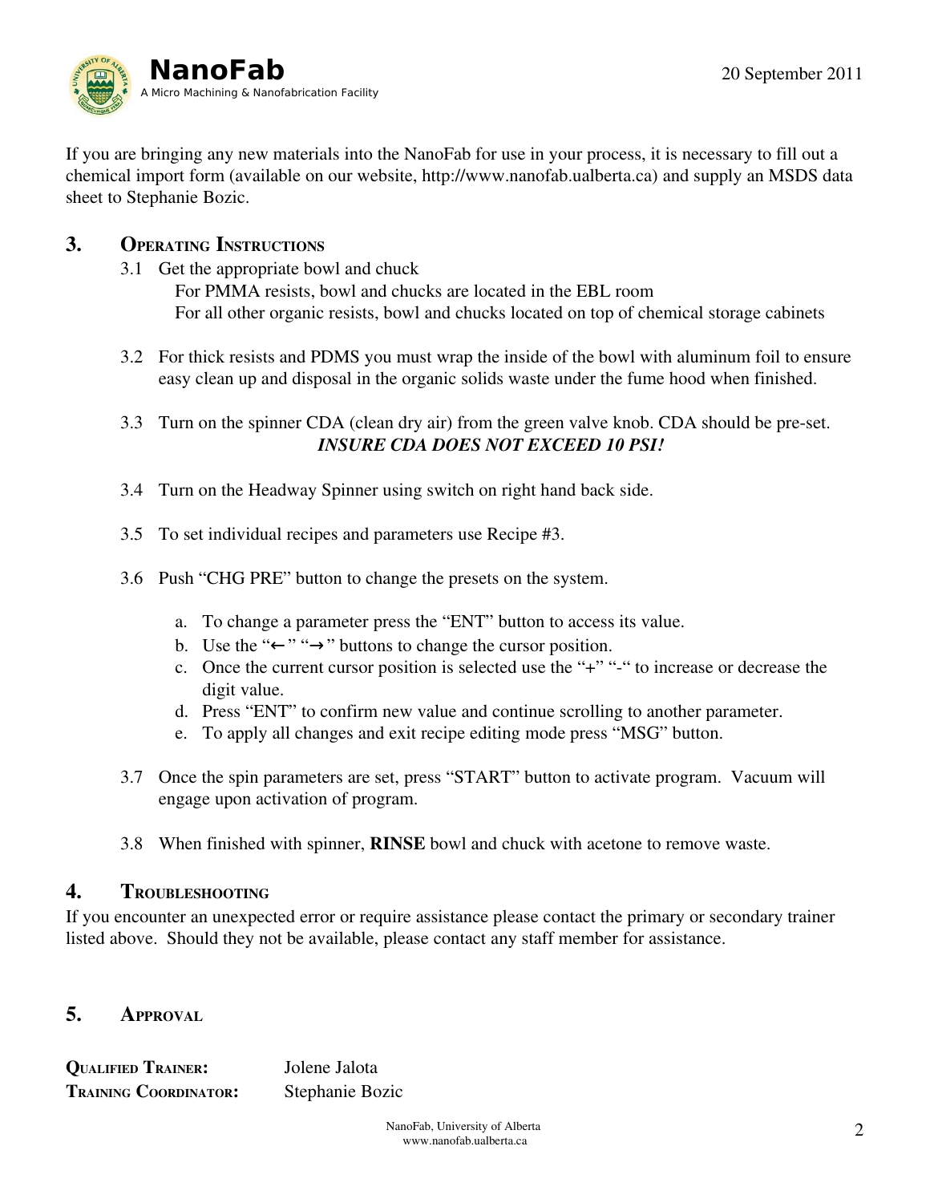If you are bringing any new materials into the NanoFab for use in your process, it is necessary to fill out a chemical import form (available on our website, http://www.nanofab.ualberta.ca) and supply an MSDS data sheet to Stephanie Bozic.

## 3. Operating Instructions

3.1 Get the appropriate bowl and chuck
  For PMMA resists, bowl and chucks are located in the EBL room
  For all other organic resists, bowl and chucks located on top of chemical storage cabinets

3.2 For thick resists and PDMS you must wrap the inside of the bowl with aluminum foil to ensure easy clean up and disposal in the organic solids waste under the fume hood when finished.

3.3 Turn on the spinner CDA (clean dry air) from the green valve knob. CDA should be pre-set. ***INSURE CDA DOES NOT EXCEED 10 PSI!***

3.4 Turn on the Headway Spinner using switch on right hand back side.

3.5 To set individual recipes and parameters use Recipe #3.

3.6 Push "CHG PRE" button to change the presets on the system.

a. To change a parameter press the "ENT" button to access its value.
b. Use the "←" "→" buttons to change the cursor position.
c. Once the current cursor position is selected use the "+" "-" to increase or decrease the digit value.
d. Press "ENT" to confirm new value and continue scrolling to another parameter.
e. To apply all changes and exit recipe editing mode press "MSG" button.

3.7 Once the spin parameters are set, press "START" button to activate program. Vacuum will engage upon activation of program.

3.8 When finished with spinner, **RINSE** bowl and chuck with acetone to remove waste.

## 4. Troubleshooting

If you encounter an unexpected error or require assistance please contact the primary or secondary trainer listed above. Should they not be available, please contact any staff member for assistance.

## 5. Approval

**Qualified Trainer:** Jolene Jalota
**Training Coordinator:** Stephanie Bozic